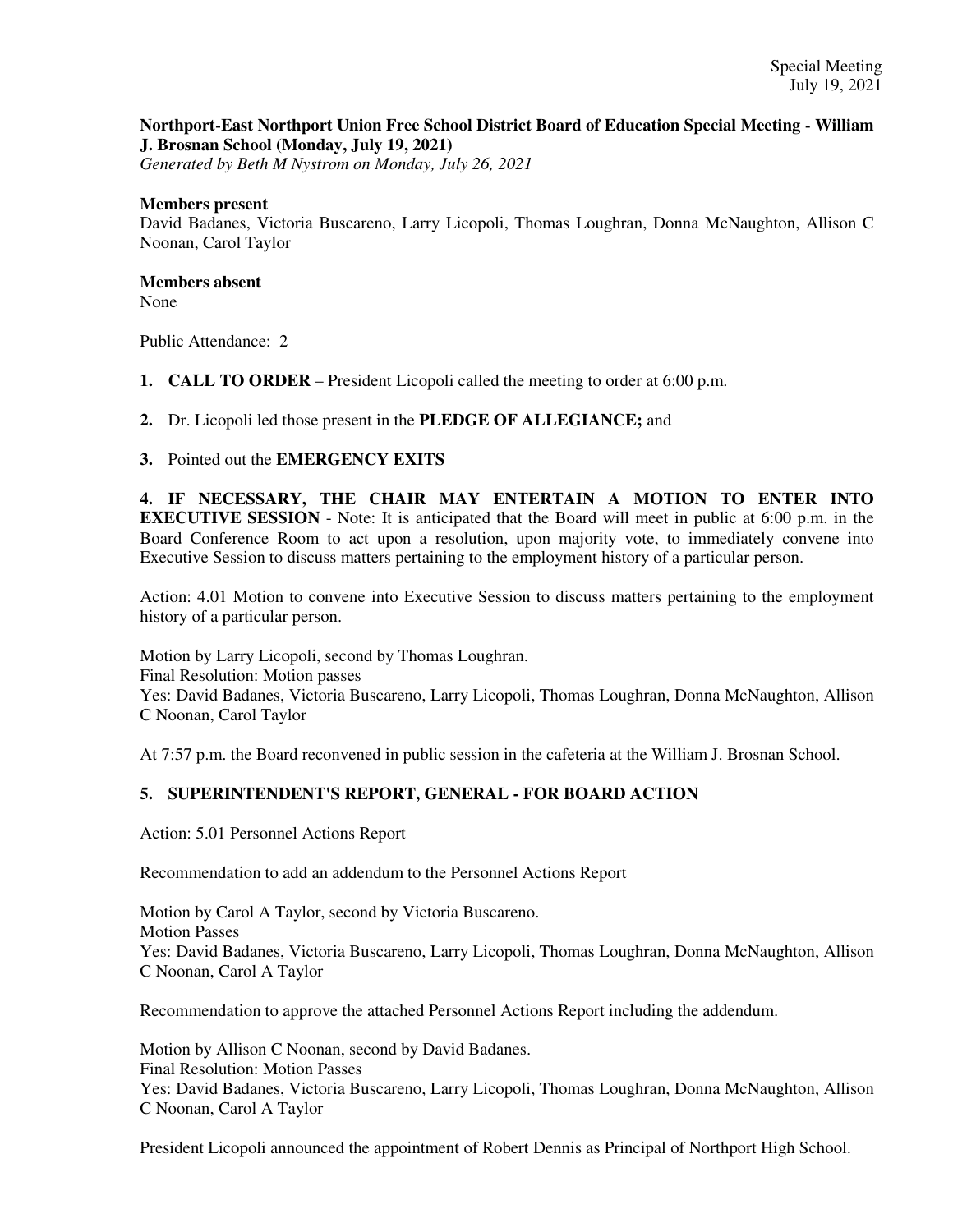**Northport-East Northport Union Free School District Board of Education Special Meeting - William J. Brosnan School (Monday, July 19, 2021)**
*Generated by Beth M Nystrom on Monday, July 26, 2021*

**Members present**
David Badanes, Victoria Buscareno, Larry Licopoli, Thomas Loughran, Donna McNaughton, Allison C Noonan, Carol Taylor

**Members absent**
None

Public Attendance: 2

1. **CALL TO ORDER** – President Licopoli called the meeting to order at 6:00 p.m.

2. Dr. Licopoli led those present in the **PLEDGE OF ALLEGIANCE;** and

3. Pointed out the **EMERGENCY EXITS**

**4. IF NECESSARY, THE CHAIR MAY ENTERTAIN A MOTION TO ENTER INTO EXECUTIVE SESSION** - Note: It is anticipated that the Board will meet in public at 6:00 p.m. in the Board Conference Room to act upon a resolution, upon majority vote, to immediately convene into Executive Session to discuss matters pertaining to the employment history of a particular person.

Action: 4.01 Motion to convene into Executive Session to discuss matters pertaining to the employment history of a particular person.

Motion by Larry Licopoli, second by Thomas Loughran.
Final Resolution: Motion passes
Yes: David Badanes, Victoria Buscareno, Larry Licopoli, Thomas Loughran, Donna McNaughton, Allison C Noonan, Carol Taylor

At 7:57 p.m. the Board reconvened in public session in the cafeteria at the William J. Brosnan School.

**5. SUPERINTENDENT'S REPORT, GENERAL - FOR BOARD ACTION**

Action: 5.01 Personnel Actions Report

Recommendation to add an addendum to the Personnel Actions Report

Motion by Carol A Taylor, second by Victoria Buscareno.
Motion Passes
Yes: David Badanes, Victoria Buscareno, Larry Licopoli, Thomas Loughran, Donna McNaughton, Allison C Noonan, Carol A Taylor

Recommendation to approve the attached Personnel Actions Report including the addendum.

Motion by Allison C Noonan, second by David Badanes.
Final Resolution: Motion Passes
Yes: David Badanes, Victoria Buscareno, Larry Licopoli, Thomas Loughran, Donna McNaughton, Allison C Noonan, Carol A Taylor

President Licopoli announced the appointment of Robert Dennis as Principal of Northport High School.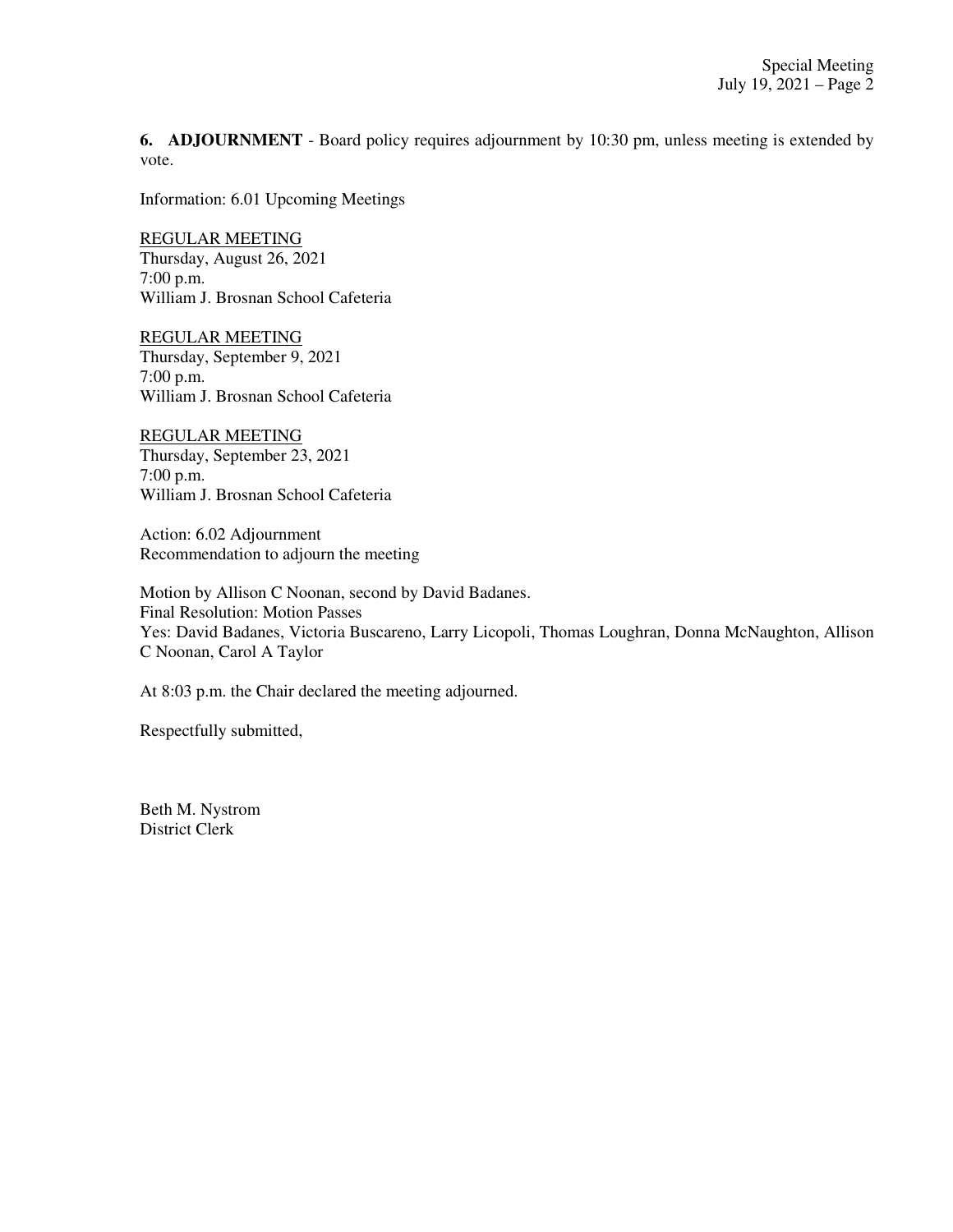**6. ADJOURNMENT** - Board policy requires adjournment by 10:30 pm, unless meeting is extended by vote.

Information: 6.01 Upcoming Meetings

REGULAR MEETING
Thursday, August 26, 2021
7:00 p.m.
William J. Brosnan School Cafeteria

REGULAR MEETING
Thursday, September 9, 2021
7:00 p.m.
William J. Brosnan School Cafeteria

REGULAR MEETING
Thursday, September 23, 2021
7:00 p.m.
William J. Brosnan School Cafeteria

Action: 6.02 Adjournment
Recommendation to adjourn the meeting

Motion by Allison C Noonan, second by David Badanes.
Final Resolution: Motion Passes
Yes: David Badanes, Victoria Buscareno, Larry Licopoli, Thomas Loughran, Donna McNaughton, Allison C Noonan, Carol A Taylor

At 8:03 p.m. the Chair declared the meeting adjourned.

Respectfully submitted,

Beth M. Nystrom
District Clerk